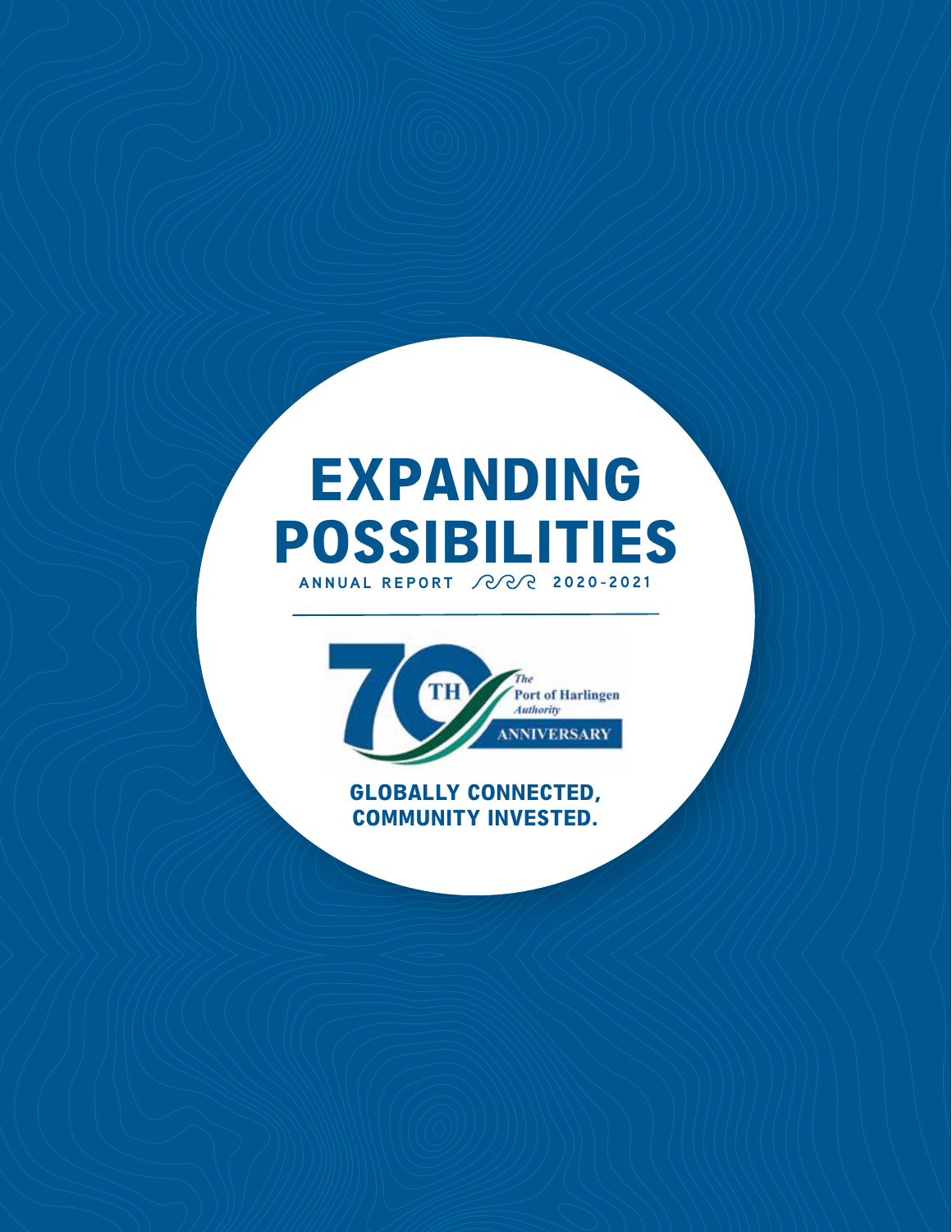# EXPANDING POSSIBILITIES

ANNUAL REPORT 2020-2021

70TH The Port of Harlingen Authority ANNIVERSARY

**GLOBALLY CONNECTED, COMMUNITY INVESTED.**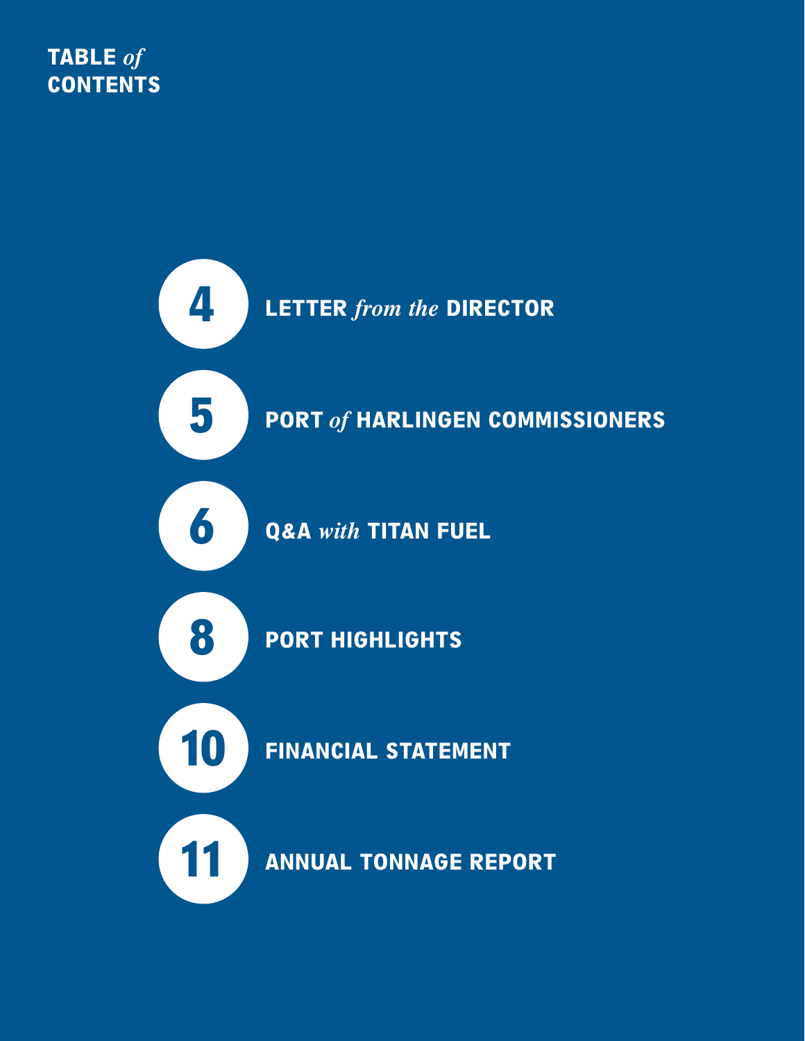# TABLE *of* CONTENTS

- **4** LETTER *from the* DIRECTOR
- **5** PORT *of* HARLINGEN COMMISSIONERS
- **6** Q&A *with* TITAN FUEL
- **8** PORT HIGHLIGHTS
- **10** FINANCIAL STATEMENT
- **11** ANNUAL TONNAGE REPORT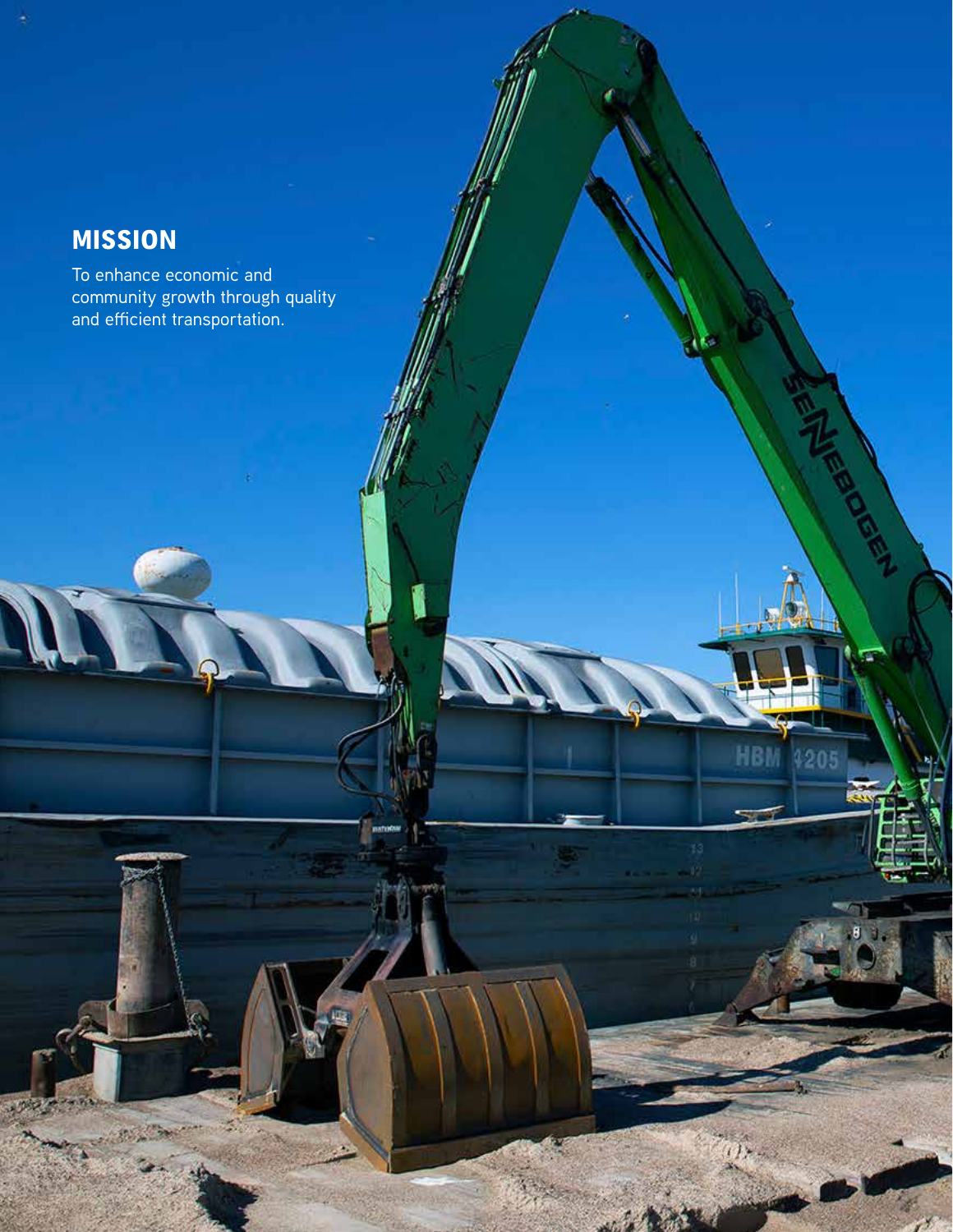## MISSION

To enhance economic and community growth through quality and efficient transportation.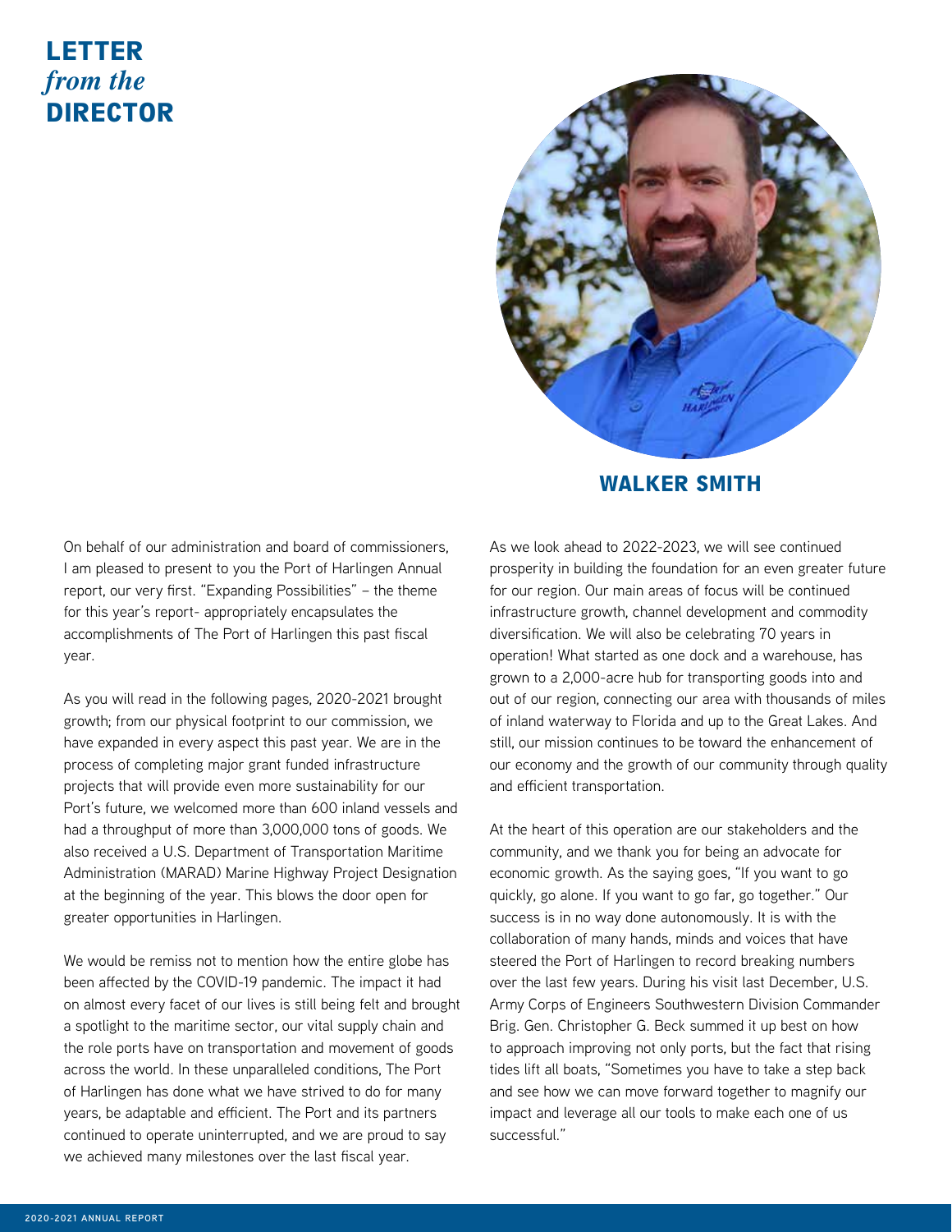# LETTER *from the* DIRECTOR

**WALKER SMITH**

On behalf of our administration and board of commissioners, I am pleased to present to you the Port of Harlingen Annual report, our very first. "Expanding Possibilities" – the theme for this year's report- appropriately encapsulates the accomplishments of The Port of Harlingen this past fiscal year.

As you will read in the following pages, 2020-2021 brought growth; from our physical footprint to our commission, we have expanded in every aspect this past year. We are in the process of completing major grant funded infrastructure projects that will provide even more sustainability for our Port's future, we welcomed more than 600 inland vessels and had a throughput of more than 3,000,000 tons of goods. We also received a U.S. Department of Transportation Maritime Administration (MARAD) Marine Highway Project Designation at the beginning of the year. This blows the door open for greater opportunities in Harlingen.

We would be remiss not to mention how the entire globe has been affected by the COVID-19 pandemic. The impact it had on almost every facet of our lives is still being felt and brought a spotlight to the maritime sector, our vital supply chain and the role ports have on transportation and movement of goods across the world. In these unparalleled conditions, The Port of Harlingen has done what we have strived to do for many years, be adaptable and efficient. The Port and its partners continued to operate uninterrupted, and we are proud to say we achieved many milestones over the last fiscal year.

As we look ahead to 2022-2023, we will see continued prosperity in building the foundation for an even greater future for our region. Our main areas of focus will be continued infrastructure growth, channel development and commodity diversification. We will also be celebrating 70 years in operation! What started as one dock and a warehouse, has grown to a 2,000-acre hub for transporting goods into and out of our region, connecting our area with thousands of miles of inland waterway to Florida and up to the Great Lakes. And still, our mission continues to be toward the enhancement of our economy and the growth of our community through quality and efficient transportation.

At the heart of this operation are our stakeholders and the community, and we thank you for being an advocate for economic growth. As the saying goes, "If you want to go quickly, go alone. If you want to go far, go together." Our success is in no way done autonomously. It is with the collaboration of many hands, minds and voices that have steered the Port of Harlingen to record breaking numbers over the last few years. During his visit last December, U.S. Army Corps of Engineers Southwestern Division Commander Brig. Gen. Christopher G. Beck summed it up best on how to approach improving not only ports, but the fact that rising tides lift all boats, "Sometimes you have to take a step back and see how we can move forward together to magnify our impact and leverage all our tools to make each one of us successful."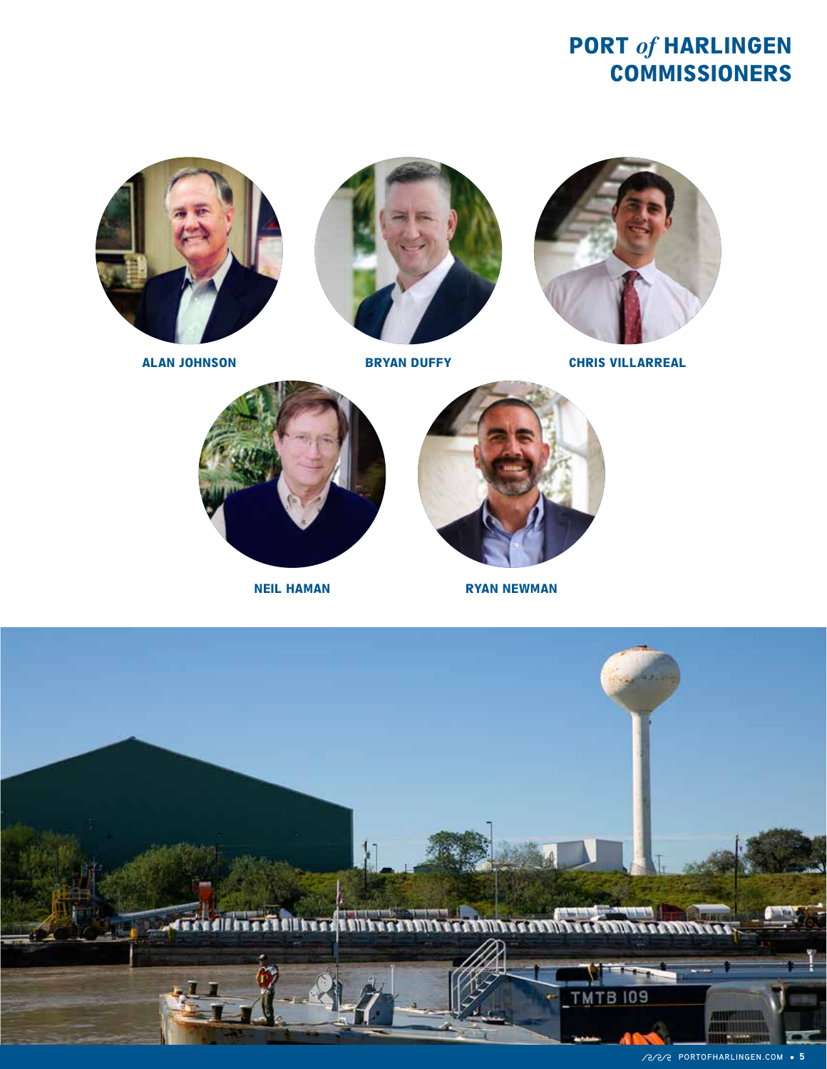# PORT *of* HARLINGEN COMMISSIONERS

**ALAN JOHNSON**

**BRYAN DUFFY**

**CHRIS VILLARREAL**

**NEIL HAMAN**

**RYAN NEWMAN**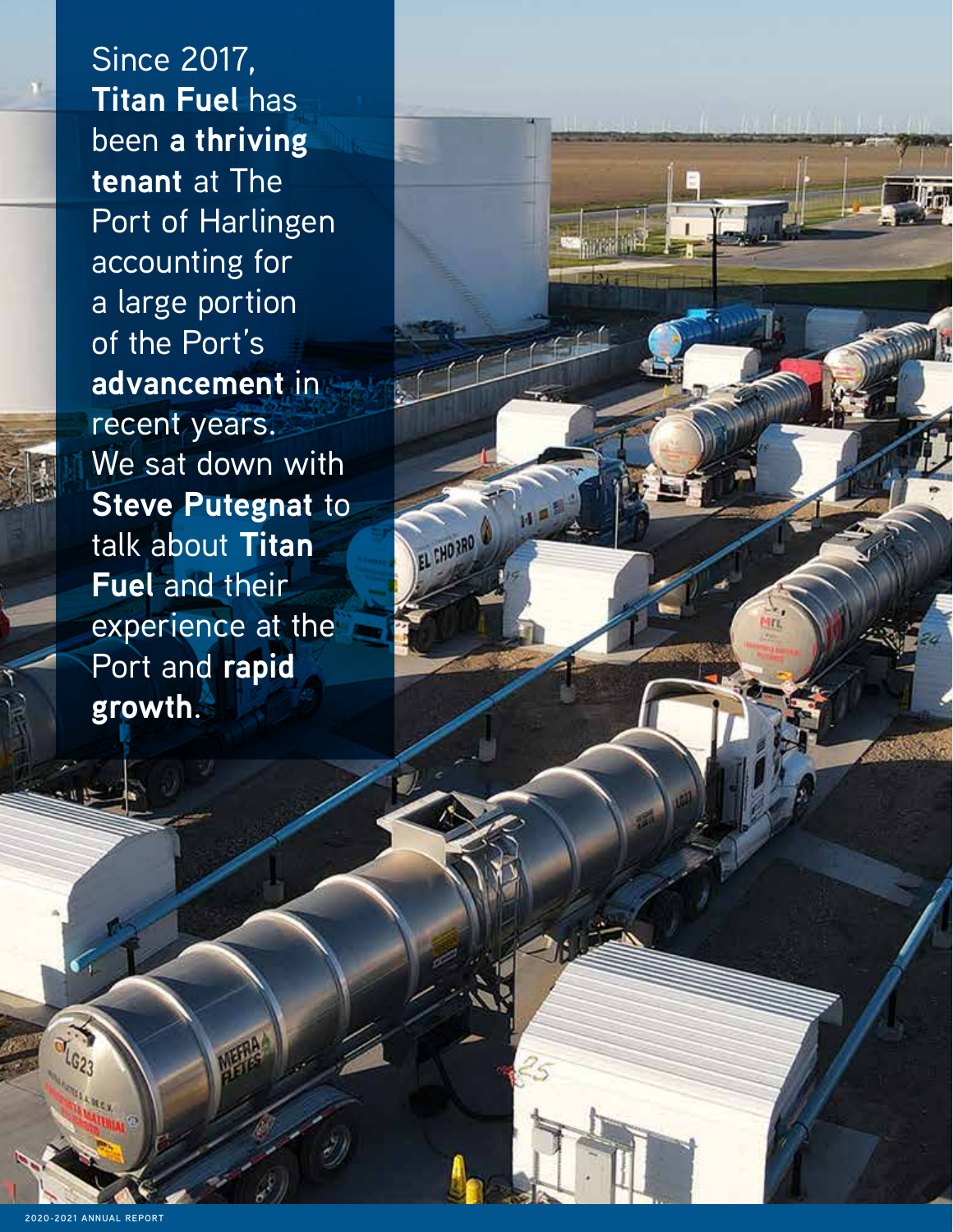Since 2017, **Titan Fuel** has been **a thriving tenant** at The Port of Harlingen accounting for a large portion of the Port's **advancement** in recent years. We sat down with **Steve Putegnat** to talk about **Titan Fuel** and their experience at the Port and **rapid growth**.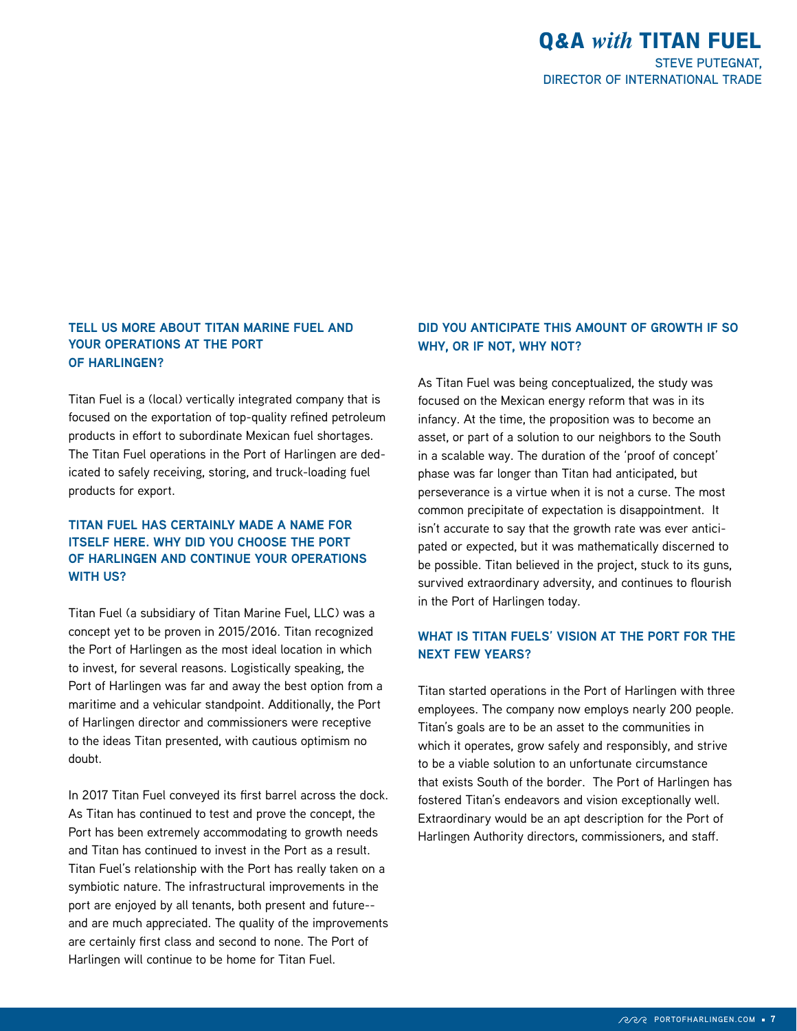# Q&A *with* TITAN FUEL

**STEVE PUTEGNAT, DIRECTOR OF INTERNATIONAL TRADE**

### TELL US MORE ABOUT TITAN MARINE FUEL AND YOUR OPERATIONS AT THE PORT OF HARLINGEN?

Titan Fuel is a (local) vertically integrated company that is focused on the exportation of top-quality refined petroleum products in effort to subordinate Mexican fuel shortages. The Titan Fuel operations in the Port of Harlingen are dedicated to safely receiving, storing, and truck-loading fuel products for export.

### TITAN FUEL HAS CERTAINLY MADE A NAME FOR ITSELF HERE. WHY DID YOU CHOOSE THE PORT OF HARLINGEN AND CONTINUE YOUR OPERATIONS WITH US?

Titan Fuel (a subsidiary of Titan Marine Fuel, LLC) was a concept yet to be proven in 2015/2016. Titan recognized the Port of Harlingen as the most ideal location in which to invest, for several reasons. Logistically speaking, the Port of Harlingen was far and away the best option from a maritime and a vehicular standpoint. Additionally, the Port of Harlingen director and commissioners were receptive to the ideas Titan presented, with cautious optimism no doubt.

In 2017 Titan Fuel conveyed its first barrel across the dock. As Titan has continued to test and prove the concept, the Port has been extremely accommodating to growth needs and Titan has continued to invest in the Port as a result. Titan Fuel's relationship with the Port has really taken on a symbiotic nature. The infrastructural improvements in the port are enjoyed by all tenants, both present and future--and are much appreciated. The quality of the improvements are certainly first class and second to none. The Port of Harlingen will continue to be home for Titan Fuel.

### DID YOU ANTICIPATE THIS AMOUNT OF GROWTH IF SO WHY, OR IF NOT, WHY NOT?

As Titan Fuel was being conceptualized, the study was focused on the Mexican energy reform that was in its infancy. At the time, the proposition was to become an asset, or part of a solution to our neighbors to the South in a scalable way. The duration of the 'proof of concept' phase was far longer than Titan had anticipated, but perseverance is a virtue when it is not a curse. The most common precipitate of expectation is disappointment. It isn't accurate to say that the growth rate was ever anticipated or expected, but it was mathematically discerned to be possible. Titan believed in the project, stuck to its guns, survived extraordinary adversity, and continues to flourish in the Port of Harlingen today.

### WHAT IS TITAN FUELS' VISION AT THE PORT FOR THE NEXT FEW YEARS?

Titan started operations in the Port of Harlingen with three employees. The company now employs nearly 200 people. Titan's goals are to be an asset to the communities in which it operates, grow safely and responsibly, and strive to be a viable solution to an unfortunate circumstance that exists South of the border. The Port of Harlingen has fostered Titan's endeavors and vision exceptionally well. Extraordinary would be an apt description for the Port of Harlingen Authority directors, commissioners, and staff.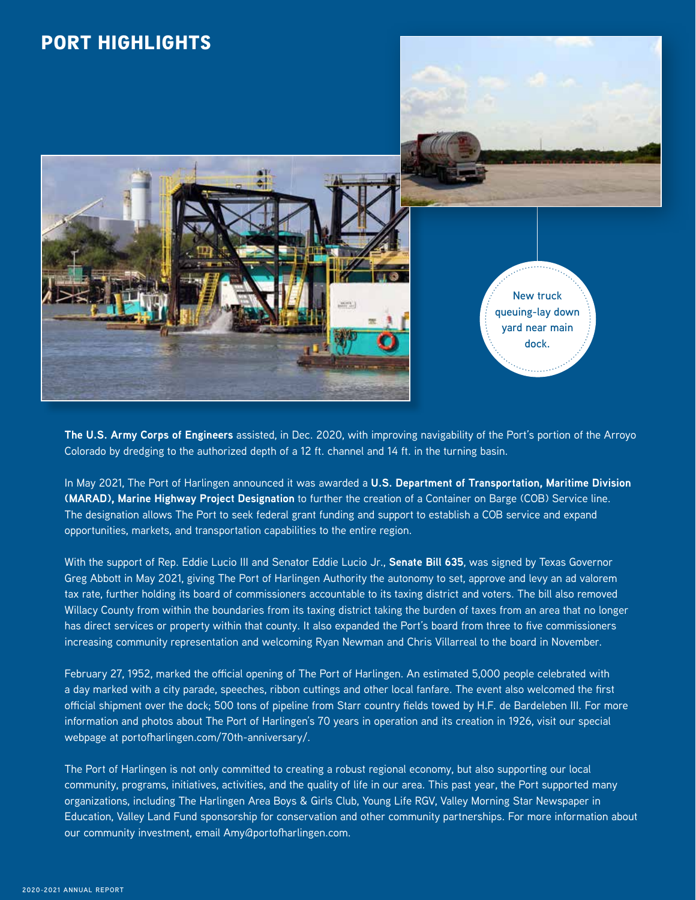# PORT HIGHLIGHTS

New truck queuing-lay down yard near main dock.

**The U.S. Army Corps of Engineers** assisted, in Dec. 2020, with improving navigability of the Port's portion of the Arroyo Colorado by dredging to the authorized depth of a 12 ft. channel and 14 ft. in the turning basin.

In May 2021, The Port of Harlingen announced it was awarded a **U.S. Department of Transportation, Maritime Division (MARAD), Marine Highway Project Designation** to further the creation of a Container on Barge (COB) Service line. The designation allows The Port to seek federal grant funding and support to establish a COB service and expand opportunities, markets, and transportation capabilities to the entire region.

With the support of Rep. Eddie Lucio III and Senator Eddie Lucio Jr., **Senate Bill 635**, was signed by Texas Governor Greg Abbott in May 2021, giving The Port of Harlingen Authority the autonomy to set, approve and levy an ad valorem tax rate, further holding its board of commissioners accountable to its taxing district and voters. The bill also removed Willacy County from within the boundaries from its taxing district taking the burden of taxes from an area that no longer has direct services or property within that county. It also expanded the Port's board from three to five commissioners increasing community representation and welcoming Ryan Newman and Chris Villarreal to the board in November.

February 27, 1952, marked the official opening of The Port of Harlingen. An estimated 5,000 people celebrated with a day marked with a city parade, speeches, ribbon cuttings and other local fanfare. The event also welcomed the first official shipment over the dock; 500 tons of pipeline from Starr country fields towed by H.F. de Bardeleben III. For more information and photos about The Port of Harlingen's 70 years in operation and its creation in 1926, visit our special webpage at portofharlingen.com/70th-anniversary/.

The Port of Harlingen is not only committed to creating a robust regional economy, but also supporting our local community, programs, initiatives, activities, and the quality of life in our area. This past year, the Port supported many organizations, including The Harlingen Area Boys & Girls Club, Young Life RGV, Valley Morning Star Newspaper in Education, Valley Land Fund sponsorship for conservation and other community partnerships. For more information about our community investment, email Amy@portofharlingen.com.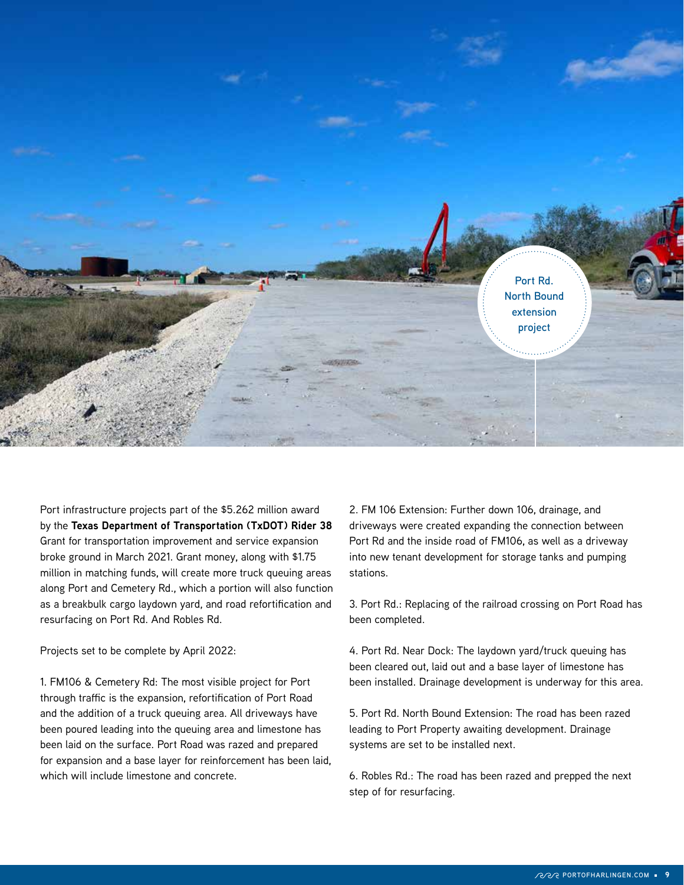Port Rd. North Bound extension project

Port infrastructure projects part of the $5.262 million award by the **Texas Department of Transportation (TxDOT) Rider 38** Grant for transportation improvement and service expansion broke ground in March 2021. Grant money, along with $1.75 million in matching funds, will create more truck queuing areas along Port and Cemetery Rd., which a portion will also function as a breakbulk cargo laydown yard, and road refortification and resurfacing on Port Rd. And Robles Rd.

Projects set to be complete by April 2022:

1. FM106 & Cemetery Rd: The most visible project for Port through traffic is the expansion, refortification of Port Road and the addition of a truck queuing area. All driveways have been poured leading into the queuing area and limestone has been laid on the surface. Port Road was razed and prepared for expansion and a base layer for reinforcement has been laid, which will include limestone and concrete.

2. FM 106 Extension: Further down 106, drainage, and driveways were created expanding the connection between Port Rd and the inside road of FM106, as well as a driveway into new tenant development for storage tanks and pumping stations.

3. Port Rd.: Replacing of the railroad crossing on Port Road has been completed.

4. Port Rd. Near Dock: The laydown yard/truck queuing has been cleared out, laid out and a base layer of limestone has been installed. Drainage development is underway for this area.

5. Port Rd. North Bound Extension: The road has been razed leading to Port Property awaiting development. Drainage systems are set to be installed next.

6. Robles Rd.: The road has been razed and prepped the next step of for resurfacing.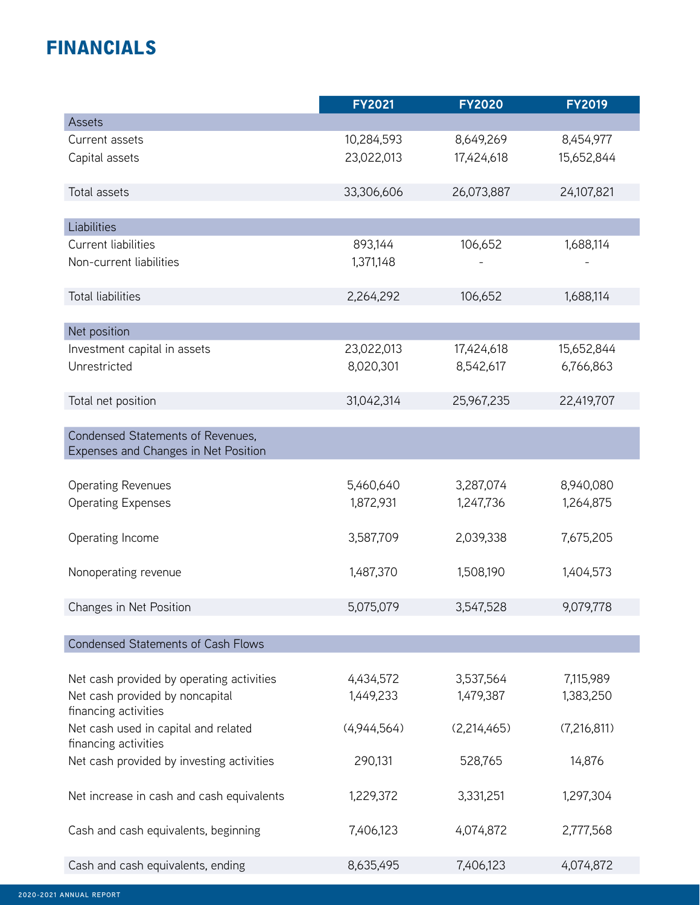# FINANCIALS

| | FY2021 | FY2020 | FY2019 |
|---|---|---|---|
| Assets | | | |
| Current assets | 10,284,593 | 8,649,269 | 8,454,977 |
| Capital assets | 23,022,013 | 17,424,618 | 15,652,844 |
| Total assets | 33,306,606 | 26,073,887 | 24,107,821 |
| Liabilities | | | |
| Current liabilities | 893,144 | 106,652 | 1,688,114 |
| Non-current liabilities | 1,371,148 | - | - |
| Total liabilities | 2,264,292 | 106,652 | 1,688,114 |
| Net position | | | |
| Investment capital in assets | 23,022,013 | 17,424,618 | 15,652,844 |
| Unrestricted | 8,020,301 | 8,542,617 | 6,766,863 |
| Total net position | 31,042,314 | 25,967,235 | 22,419,707 |
| Condensed Statements of Revenues, Expenses and Changes in Net Position | | | |
| Operating Revenues | 5,460,640 | 3,287,074 | 8,940,080 |
| Operating Expenses | 1,872,931 | 1,247,736 | 1,264,875 |
| Operating Income | 3,587,709 | 2,039,338 | 7,675,205 |
| Nonoperating revenue | 1,487,370 | 1,508,190 | 1,404,573 |
| Changes in Net Position | 5,075,079 | 3,547,528 | 9,079,778 |
| Condensed Statements of Cash Flows | | | |
| Net cash provided by operating activities | 4,434,572 | 3,537,564 | 7,115,989 |
| Net cash provided by noncapital financing activities | 1,449,233 | 1,479,387 | 1,383,250 |
| Net cash used in capital and related financing activities | (4,944,564) | (2,214,465) | (7,216,811) |
| Net cash provided by investing activities | 290,131 | 528,765 | 14,876 |
| Net increase in cash and cash equivalents | 1,229,372 | 3,331,251 | 1,297,304 |
| Cash and cash equivalents, beginning | 7,406,123 | 4,074,872 | 2,777,568 |
| Cash and cash equivalents, ending | 8,635,495 | 7,406,123 | 4,074,872 |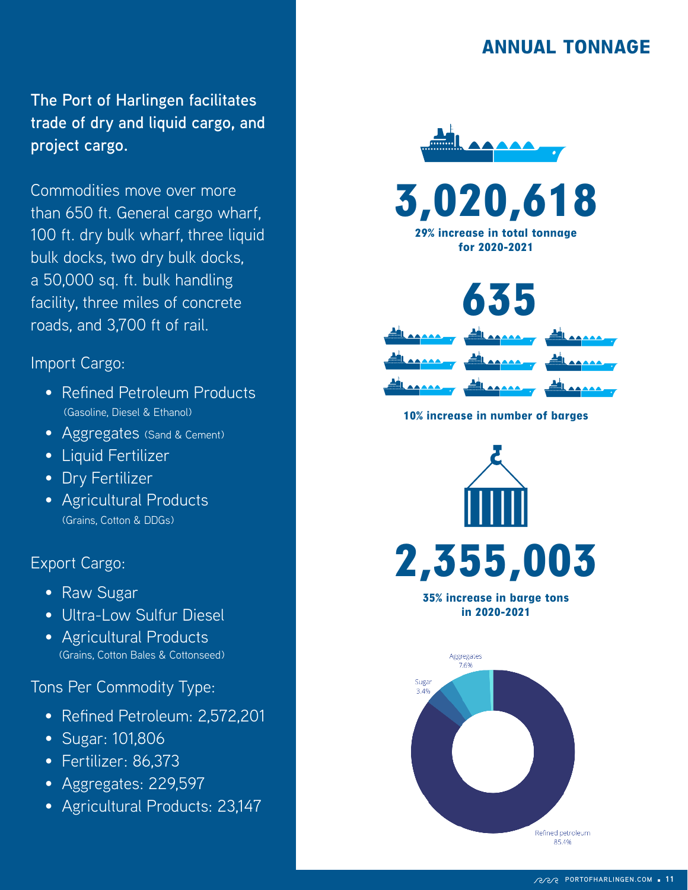**The Port of Harlingen facilitates trade of dry and liquid cargo, and project cargo.**

Commodities move over more than 650 ft. General cargo wharf, 100 ft. dry bulk wharf, three liquid bulk docks, two dry bulk docks, a 50,000 sq. ft. bulk handling facility, three miles of concrete roads, and 3,700 ft of rail.

Import Cargo:

- Refined Petroleum Products (Gasoline, Diesel & Ethanol)
- Aggregates (Sand & Cement)
- Liquid Fertilizer
- Dry Fertilizer
- Agricultural Products (Grains, Cotton & DDGs)

Export Cargo:

- Raw Sugar
- Ultra-Low Sulfur Diesel
- Agricultural Products (Grains, Cotton Bales & Cottonseed)

Tons Per Commodity Type:

- Refined Petroleum: 2,572,201
- Sugar: 101,806
- Fertilizer: 86,373
- Aggregates: 229,597
- Agricultural Products: 23,147

## ANNUAL TONNAGE

# 3,020,618

**29% increase in total tonnage for 2020-2021**

# 635

**10% increase in number of barges**

# 2,355,003

**35% increase in barge tons in 2020-2021**

Aggregates 7.6%

Sugar 3.4%

Refined petroleum 85.4%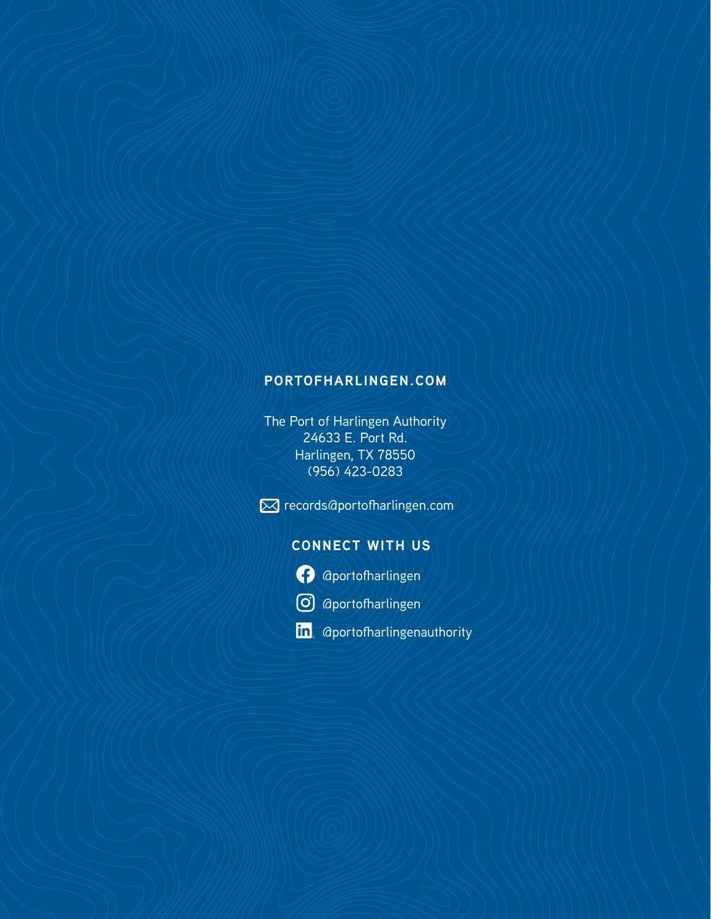**PORTOFHARLINGEN.COM**

The Port of Harlingen Authority
24633 E. Port Rd.
Harlingen, TX 78550
(956) 423-0283

records@portofharlingen.com

**CONNECT WITH US**

@portofharlingen

@portofharlingen

@portofharlingenauthority